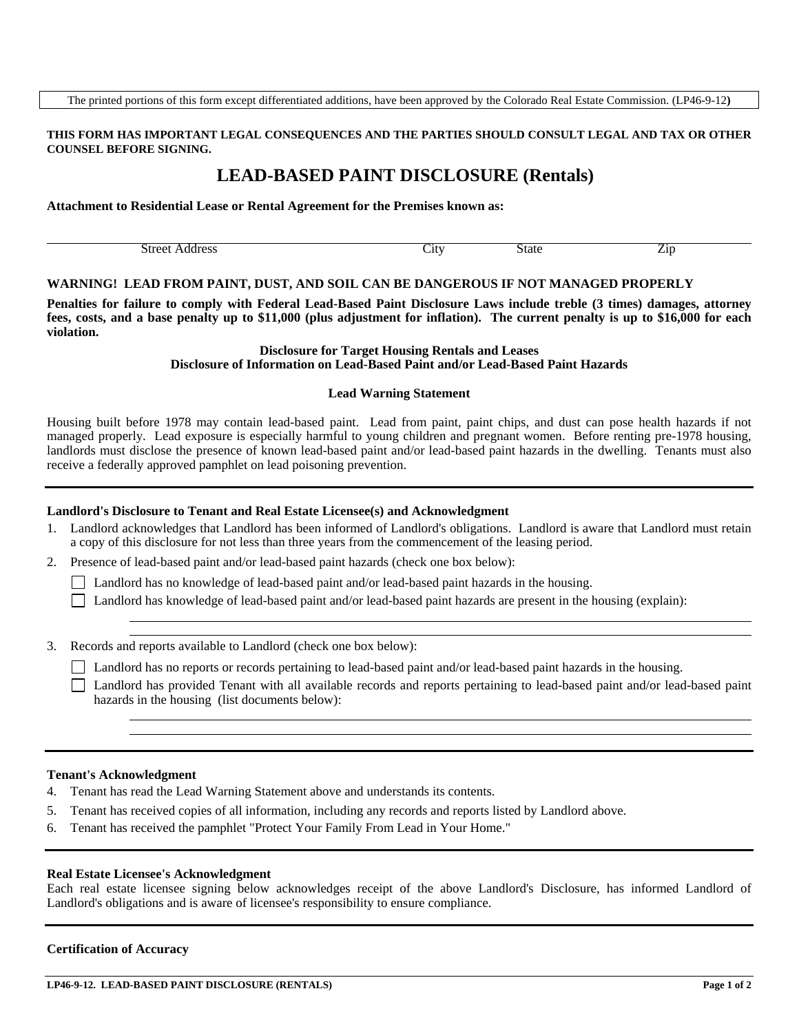The printed portions of this form except differentiated additions, have been approved by the Colorado Real Estate Commission. (LP46-9-12**)**

**THIS FORM HAS IMPORTANT LEGAL CONSEQUENCES AND THE PARTIES SHOULD CONSULT LEGAL AND TAX OR OTHER COUNSEL BEFORE SIGNING.**

# LEAD-BASED PAINT DISCLOSURE (Rentals)

**Attachment to Residential Lease or Rental Agreement for the Premises known as:**

______________________________________________________________________________
Street Address                                        City                State                Zip

**WARNING! LEAD FROM PAINT, DUST, AND SOIL CAN BE DANGEROUS IF NOT MANAGED PROPERLY**

**Penalties for failure to comply with Federal Lead-Based Paint Disclosure Laws include treble (3 times) damages, attorney fees, costs, and a base penalty up to $11,000 (plus adjustment for inflation). The current penalty is up to $16,000 for each violation.**

**Disclosure for Target Housing Rentals and Leases**
**Disclosure of Information on Lead-Based Paint and/or Lead-Based Paint Hazards**

### Lead Warning Statement

Housing built before 1978 may contain lead-based paint. Lead from paint, paint chips, and dust can pose health hazards if not managed properly. Lead exposure is especially harmful to young children and pregnant women. Before renting pre-1978 housing, landlords must disclose the presence of known lead-based paint and/or lead-based paint hazards in the dwelling. Tenants must also receive a federally approved pamphlet on lead poisoning prevention.

---

### Landlord's Disclosure to Tenant and Real Estate Licensee(s) and Acknowledgment

1. Landlord acknowledges that Landlord has been informed of Landlord's obligations. Landlord is aware that Landlord must retain a copy of this disclosure for not less than three years from the commencement of the leasing period.
2. Presence of lead-based paint and/or lead-based paint hazards (check one box below):
   - ☐ Landlord has no knowledge of lead-based paint and/or lead-based paint hazards in the housing.
   - ☐ Landlord has knowledge of lead-based paint and/or lead-based paint hazards are present in the housing (explain):

     ______________________________________________________________________
     ______________________________________________________________________
3. Records and reports available to Landlord (check one box below):
   - ☐ Landlord has no reports or records pertaining to lead-based paint and/or lead-based paint hazards in the housing.
   - ☐ Landlord has provided Tenant with all available records and reports pertaining to lead-based paint and/or lead-based paint hazards in the housing (list documents below):

     ______________________________________________________________________
     ______________________________________________________________________

---

### Tenant's Acknowledgment

4. Tenant has read the Lead Warning Statement above and understands its contents.
5. Tenant has received copies of all information, including any records and reports listed by Landlord above.
6. Tenant has received the pamphlet "Protect Your Family From Lead in Your Home."

---

### Real Estate Licensee's Acknowledgment

Each real estate licensee signing below acknowledges receipt of the above Landlord's Disclosure, has informed Landlord of Landlord's obligations and is aware of licensee's responsibility to ensure compliance.

---

### Certification of Accuracy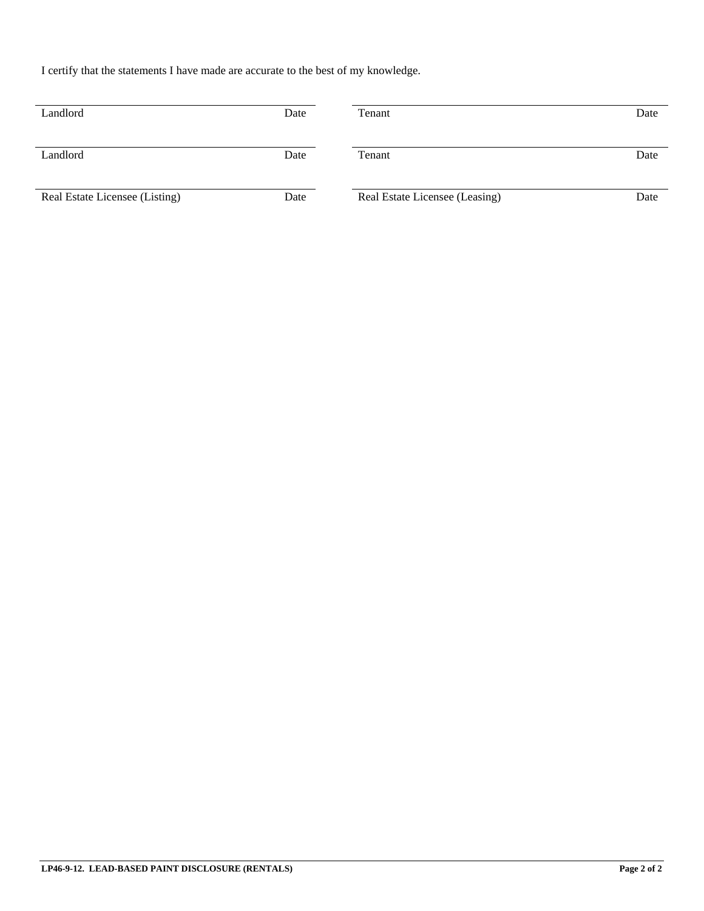I certify that the statements I have made are accurate to the best of my knowledge.

| | | | |
|---|---|---|---|
| Landlord | Date | Tenant | Date |
| Landlord | Date | Tenant | Date |
| Real Estate Licensee (Listing) | Date | Real Estate Licensee (Leasing) | Date |

**LP46-9-12. LEAD-BASED PAINT DISCLOSURE (RENTALS)**